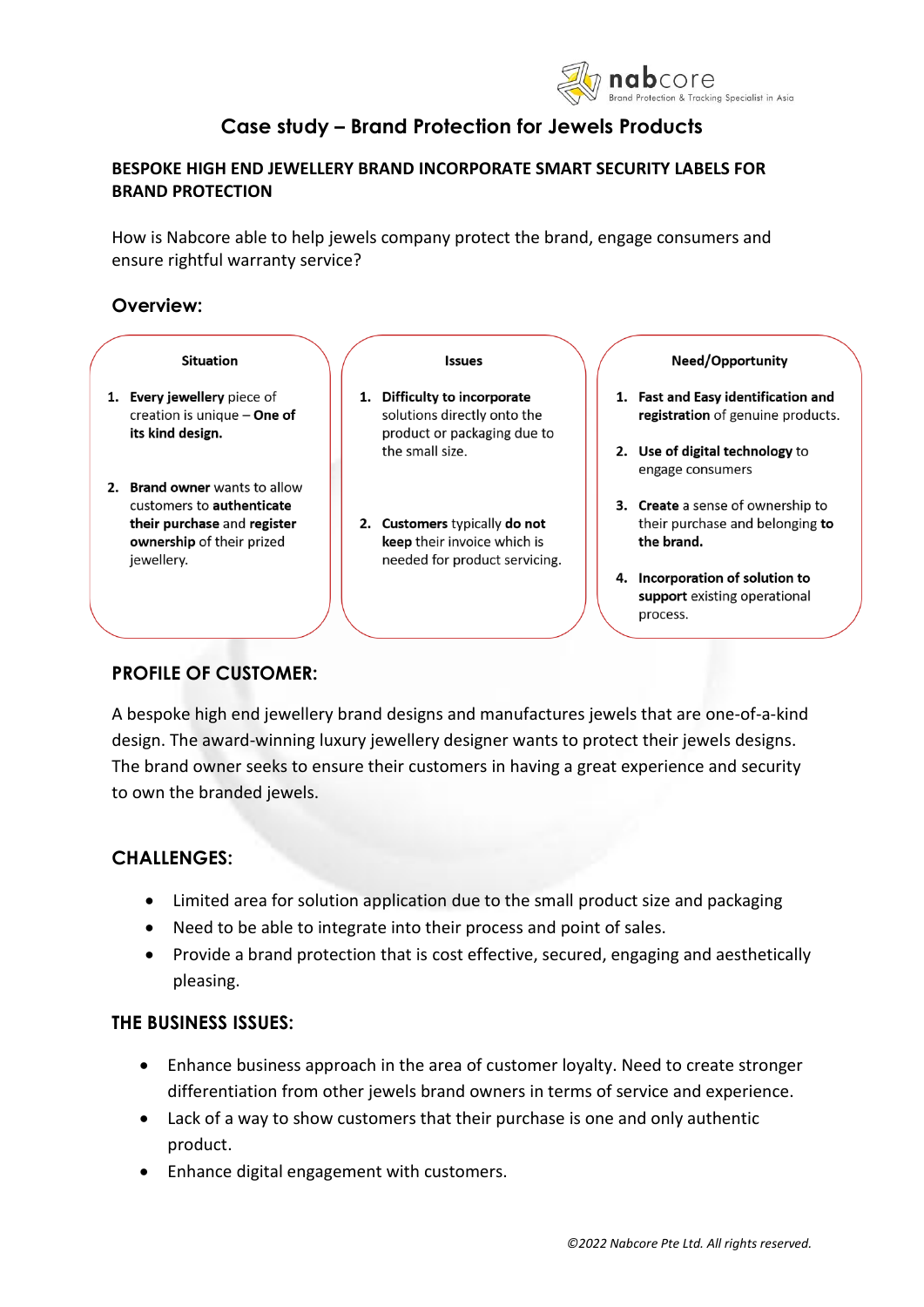# Case study – Brand Protection for Jewels Products

## BESPOKE HIGH END JEWELLERY BRAND INCORPORATE SMART SECURITY LABELS FOR BRAND PROTECTION

How is Nabcore able to help jewels company protect the brand, engage consumers and ensure rightful warranty service?

## Overview:

**Situation**

1. **Every jewellery** piece of creation is unique – **One of its kind design.**
2. **Brand owner** wants to allow customers to **authenticate their purchase** and **register ownership** of their prized jewellery.

**Issues**

1. **Difficulty to incorporate** solutions directly onto the product or packaging due to the small size.
2. **Customers** typically **do not keep** their invoice which is needed for product servicing.

**Need/Opportunity**

1. **Fast and Easy identification and registration** of genuine products.
2. **Use of digital technology** to engage consumers
3. **Create** a sense of ownership to their purchase and belonging **to the brand.**
4. **Incorporation of solution to support** existing operational process.

## PROFILE OF CUSTOMER:

A bespoke high end jewellery brand designs and manufactures jewels that are one-of-a-kind design. The award-winning luxury jewellery designer wants to protect their jewels designs. The brand owner seeks to ensure their customers in having a great experience and security to own the branded jewels.

## CHALLENGES:

- Limited area for solution application due to the small product size and packaging
- Need to be able to integrate into their process and point of sales.
- Provide a brand protection that is cost effective, secured, engaging and aesthetically pleasing.

## THE BUSINESS ISSUES:

- Enhance business approach in the area of customer loyalty. Need to create stronger differentiation from other jewels brand owners in terms of service and experience.
- Lack of a way to show customers that their purchase is one and only authentic product.
- Enhance digital engagement with customers.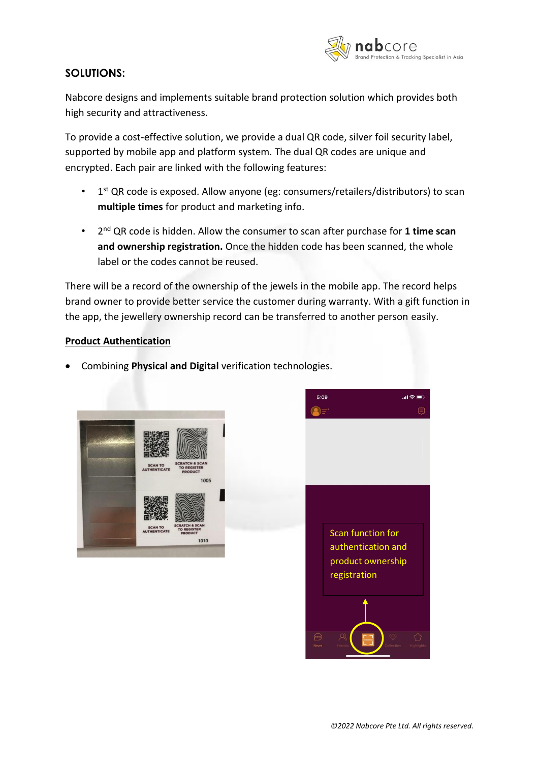## SOLUTIONS:

Nabcore designs and implements suitable brand protection solution which provides both high security and attractiveness.

To provide a cost-effective solution, we provide a dual QR code, silver foil security label, supported by mobile app and platform system. The dual QR codes are unique and encrypted. Each pair are linked with the following features:

- 1st QR code is exposed. Allow anyone (eg: consumers/retailers/distributors) to scan **multiple times** for product and marketing info.
- 2nd QR code is hidden. Allow the consumer to scan after purchase for **1 time scan and ownership registration.** Once the hidden code has been scanned, the whole label or the codes cannot be reused.

There will be a record of the ownership of the jewels in the mobile app. The record helps brand owner to provide better service the customer during warranty. With a gift function in the app, the jewellery ownership record can be transferred to another person easily.

**Product Authentication**

- Combining **Physical and Digital** verification technologies.

SCAN TO AUTHENTICATE

SCRATCH & SCAN TO REGISTER PRODUCT

1005

SCAN TO AUTHENTICATE

SCRATCH & SCAN TO REGISTER PRODUCT

1010

Scan function for authentication and product ownership registration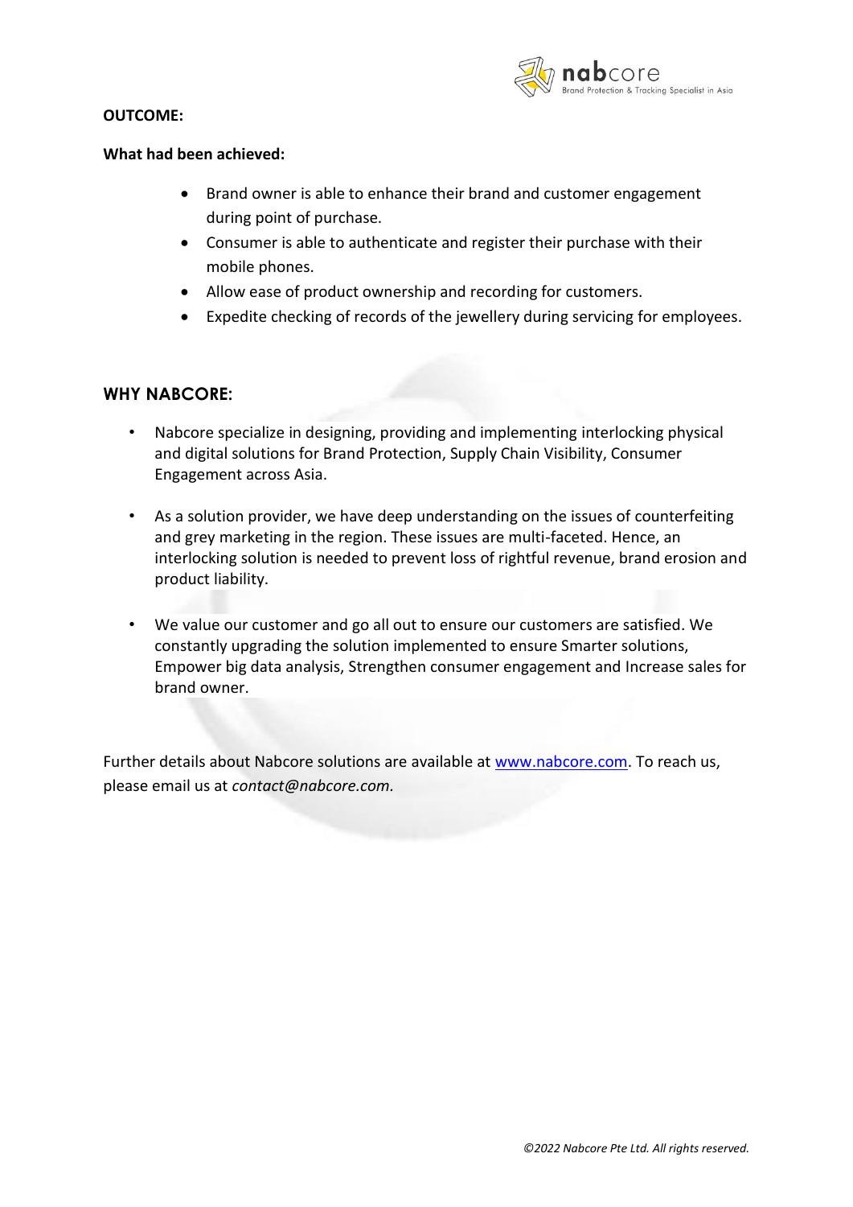**OUTCOME:**

**What had been achieved:**

- Brand owner is able to enhance their brand and customer engagement during point of purchase.
- Consumer is able to authenticate and register their purchase with their mobile phones.
- Allow ease of product ownership and recording for customers.
- Expedite checking of records of the jewellery during servicing for employees.

**WHY NABCORE:**

- Nabcore specialize in designing, providing and implementing interlocking physical and digital solutions for Brand Protection, Supply Chain Visibility, Consumer Engagement across Asia.

- As a solution provider, we have deep understanding on the issues of counterfeiting and grey marketing in the region. These issues are multi-faceted. Hence, an interlocking solution is needed to prevent loss of rightful revenue, brand erosion and product liability.

- We value our customer and go all out to ensure our customers are satisfied. We constantly upgrading the solution implemented to ensure Smarter solutions, Empower big data analysis, Strengthen consumer engagement and Increase sales for brand owner.

Further details about Nabcore solutions are available at [www.nabcore.com](http://www.nabcore.com). To reach us, please email us at *contact@nabcore.com.*

*©2022 Nabcore Pte Ltd. All rights reserved.*